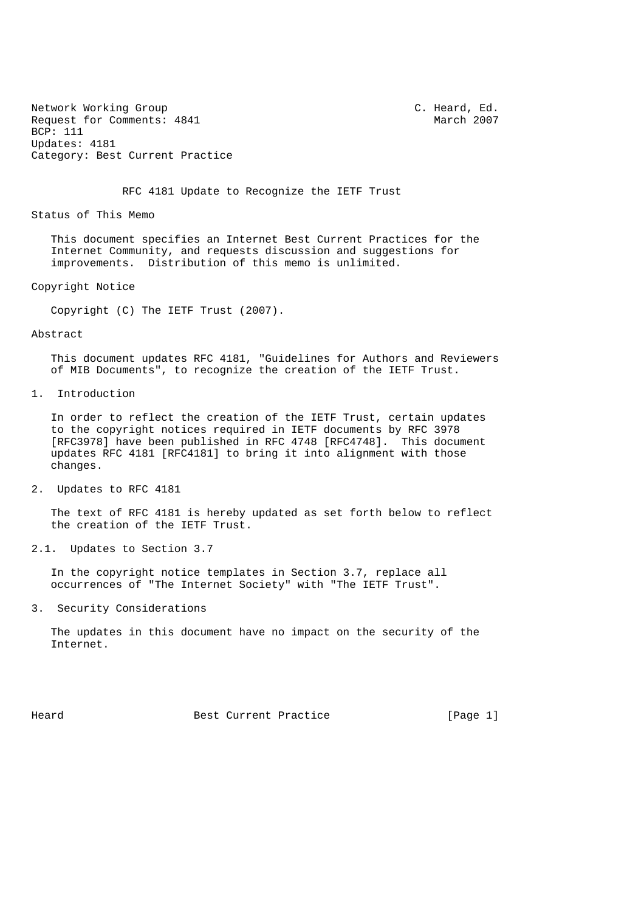Network Working Group C. Heard, Ed.
Request for Comments: 4841 March 2007
BCP: 111
Updates: 4181
Category: Best Current Practice

# RFC 4181 Update to Recognize the IETF Trust

## Status of This Memo

This document specifies an Internet Best Current Practices for the Internet Community, and requests discussion and suggestions for improvements. Distribution of this memo is unlimited.

## Copyright Notice

Copyright (C) The IETF Trust (2007).

## Abstract

This document updates RFC 4181, "Guidelines for Authors and Reviewers of MIB Documents", to recognize the creation of the IETF Trust.

## 1. Introduction

In order to reflect the creation of the IETF Trust, certain updates to the copyright notices required in IETF documents by RFC 3978 [RFC3978] have been published in RFC 4748 [RFC4748]. This document updates RFC 4181 [RFC4181] to bring it into alignment with those changes.

## 2. Updates to RFC 4181

The text of RFC 4181 is hereby updated as set forth below to reflect the creation of the IETF Trust.

### 2.1. Updates to Section 3.7

In the copyright notice templates in Section 3.7, replace all occurrences of "The Internet Society" with "The IETF Trust".

## 3. Security Considerations

The updates in this document have no impact on the security of the Internet.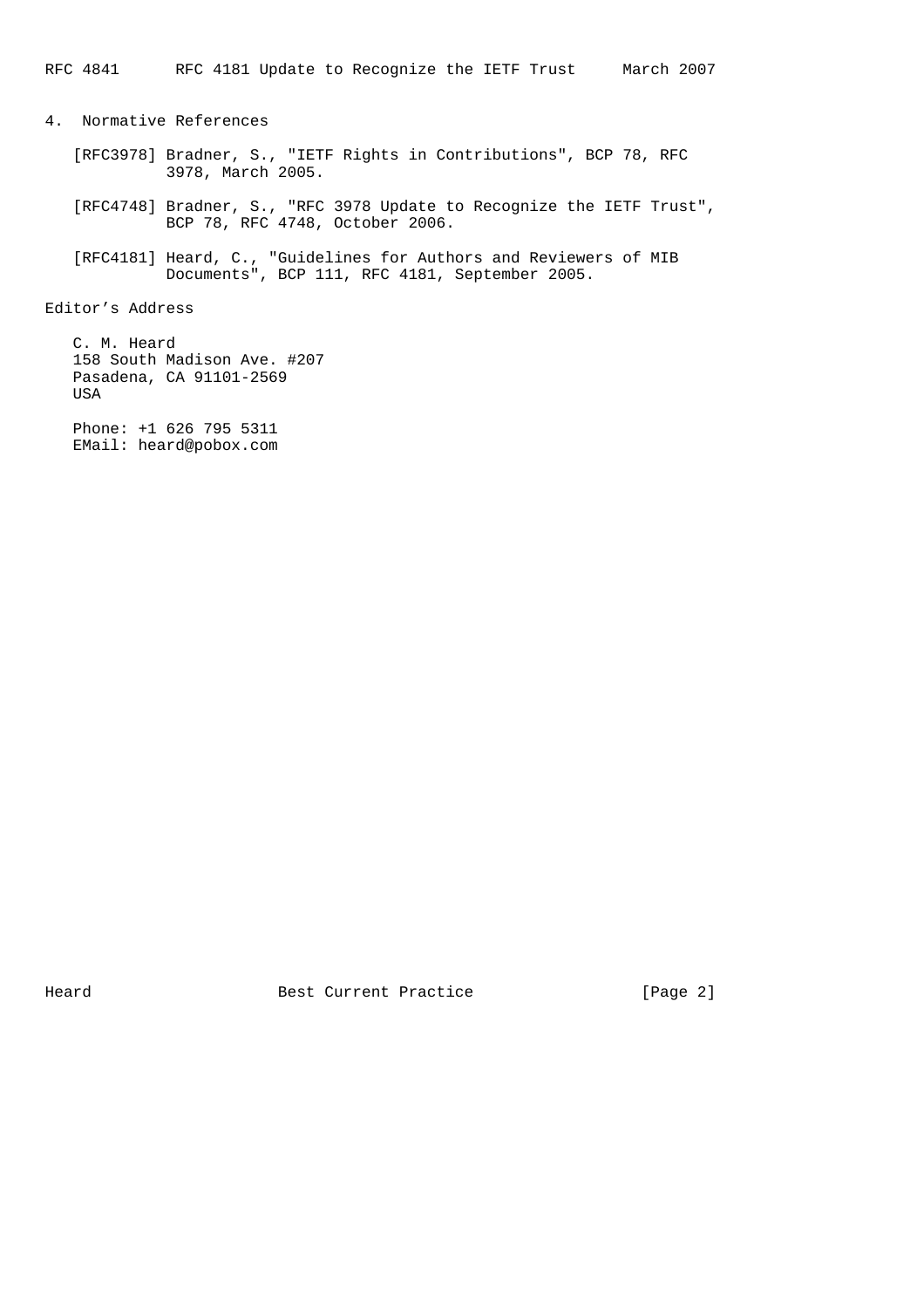## 4. Normative References

[RFC3978] Bradner, S., "IETF Rights in Contributions", BCP 78, RFC 3978, March 2005.

[RFC4748] Bradner, S., "RFC 3978 Update to Recognize the IETF Trust", BCP 78, RFC 4748, October 2006.

[RFC4181] Heard, C., "Guidelines for Authors and Reviewers of MIB Documents", BCP 111, RFC 4181, September 2005.

## Editor's Address

C. M. Heard
158 South Madison Ave. #207
Pasadena, CA 91101-2569
USA

Phone: +1 626 795 5311
EMail: heard@pobox.com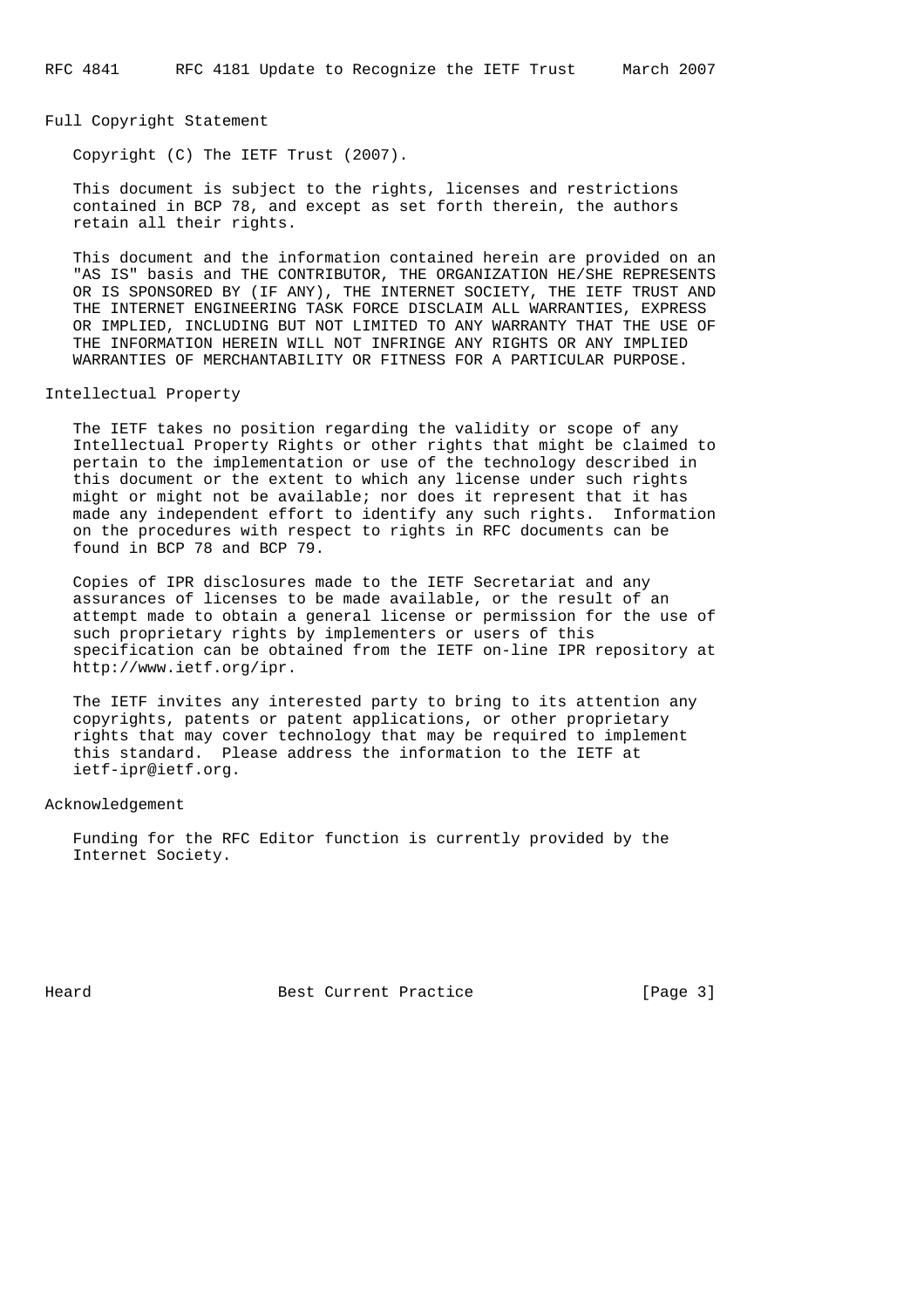## Full Copyright Statement

Copyright (C) The IETF Trust (2007).

This document is subject to the rights, licenses and restrictions contained in BCP 78, and except as set forth therein, the authors retain all their rights.

This document and the information contained herein are provided on an "AS IS" basis and THE CONTRIBUTOR, THE ORGANIZATION HE/SHE REPRESENTS OR IS SPONSORED BY (IF ANY), THE INTERNET SOCIETY, THE IETF TRUST AND THE INTERNET ENGINEERING TASK FORCE DISCLAIM ALL WARRANTIES, EXPRESS OR IMPLIED, INCLUDING BUT NOT LIMITED TO ANY WARRANTY THAT THE USE OF THE INFORMATION HEREIN WILL NOT INFRINGE ANY RIGHTS OR ANY IMPLIED WARRANTIES OF MERCHANTABILITY OR FITNESS FOR A PARTICULAR PURPOSE.

## Intellectual Property

The IETF takes no position regarding the validity or scope of any Intellectual Property Rights or other rights that might be claimed to pertain to the implementation or use of the technology described in this document or the extent to which any license under such rights might or might not be available; nor does it represent that it has made any independent effort to identify any such rights. Information on the procedures with respect to rights in RFC documents can be found in BCP 78 and BCP 79.

Copies of IPR disclosures made to the IETF Secretariat and any assurances of licenses to be made available, or the result of an attempt made to obtain a general license or permission for the use of such proprietary rights by implementers or users of this specification can be obtained from the IETF on-line IPR repository at http://www.ietf.org/ipr.

The IETF invites any interested party to bring to its attention any copyrights, patents or patent applications, or other proprietary rights that may cover technology that may be required to implement this standard. Please address the information to the IETF at ietf-ipr@ietf.org.

## Acknowledgement

Funding for the RFC Editor function is currently provided by the Internet Society.